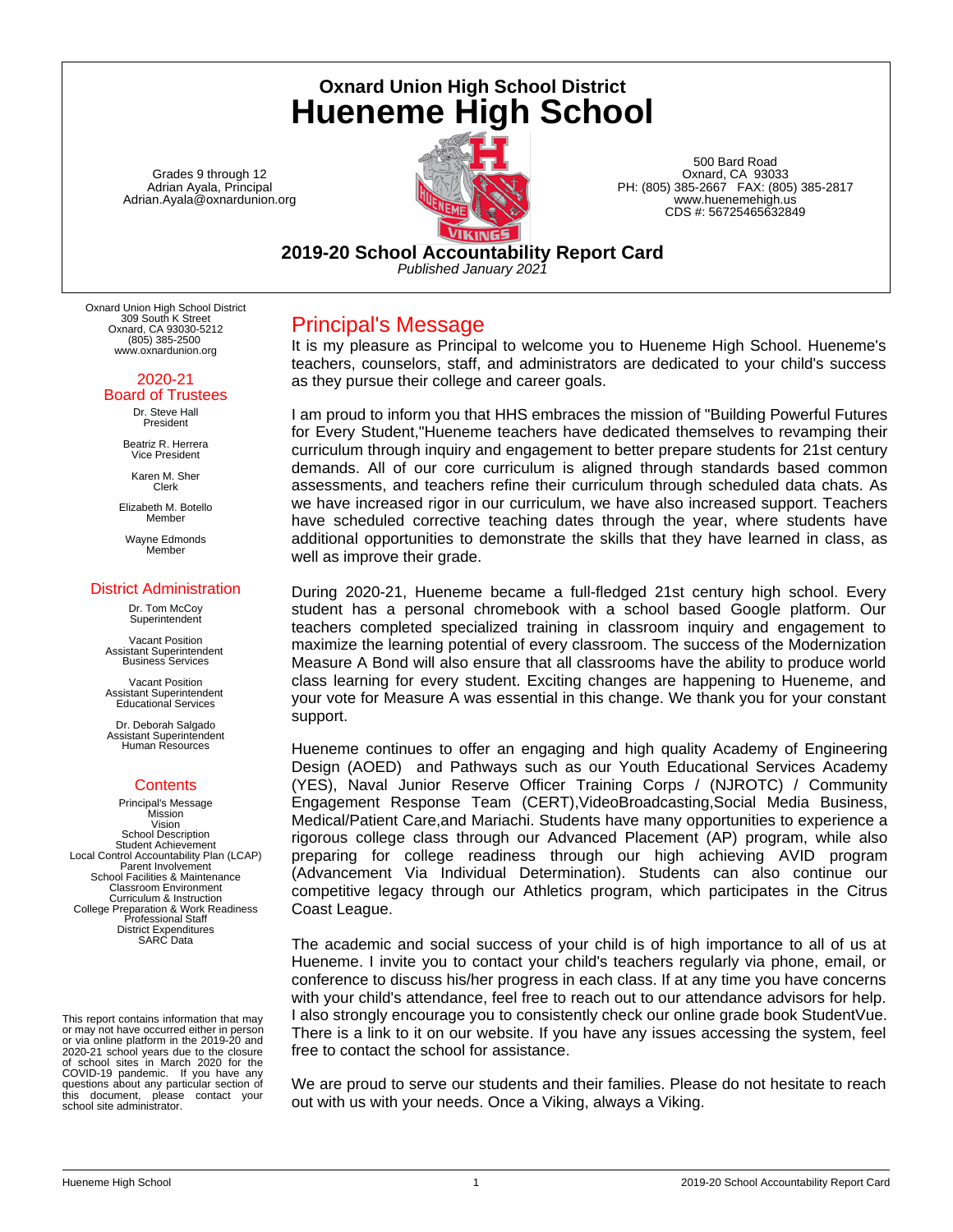# Oxnard Union High School District

# Hueneme High School

Grades 9 through 12
Adrian Ayala, Principal
Adrian.Ayala@oxnardunion.org

500 Bard Road
Oxnard, CA 93033
PH: (805) 385-2667 FAX: (805) 385-2817
www.huenemehigh.us
CDS #: 56725465632849

## 2019-20 School Accountability Report Card

*Published January 2021*

Oxnard Union High School District
309 South K Street
Oxnard, CA 93030-5212
(805) 385-2500
www.oxnardunion.org

### 2020-21 Board of Trustees

Dr. Steve Hall
President

Beatriz R. Herrera
Vice President

Karen M. Sher
Clerk

Elizabeth M. Botello
Member

Wayne Edmonds
Member

### District Administration

Dr. Tom McCoy
Superintendent

Vacant Position
Assistant Superintendent
Business Services

Vacant Position
Assistant Superintendent
Educational Services

Dr. Deborah Salgado
Assistant Superintendent
Human Resources

### Contents

Principal's Message
Mission
Vision
School Description
Student Achievement
Local Control Accountability Plan (LCAP)
Parent Involvement
School Facilities & Maintenance
Classroom Environment
Curriculum & Instruction
College Preparation & Work Readiness
Professional Staff
District Expenditures
SARC Data

This report contains information that may or may not have occurred either in person or via online platform in the 2019-20 and 2020-21 school years due to the closure of school sites in March 2020 for the COVID-19 pandemic. If you have any questions about any particular section of this document, please contact your school site administrator.

## Principal's Message

It is my pleasure as Principal to welcome you to Hueneme High School. Hueneme's teachers, counselors, staff, and administrators are dedicated to your child's success as they pursue their college and career goals.

I am proud to inform you that HHS embraces the mission of "Building Powerful Futures for Every Student,"Hueneme teachers have dedicated themselves to revamping their curriculum through inquiry and engagement to better prepare students for 21st century demands. All of our core curriculum is aligned through standards based common assessments, and teachers refine their curriculum through scheduled data chats. As we have increased rigor in our curriculum, we have also increased support. Teachers have scheduled corrective teaching dates through the year, where students have additional opportunities to demonstrate the skills that they have learned in class, as well as improve their grade.

During 2020-21, Hueneme became a full-fledged 21st century high school. Every student has a personal chromebook with a school based Google platform. Our teachers completed specialized training in classroom inquiry and engagement to maximize the learning potential of every classroom. The success of the Modernization Measure A Bond will also ensure that all classrooms have the ability to produce world class learning for every student. Exciting changes are happening to Hueneme, and your vote for Measure A was essential in this change. We thank you for your constant support.

Hueneme continues to offer an engaging and high quality Academy of Engineering Design (AOED) and Pathways such as our Youth Educational Services Academy (YES), Naval Junior Reserve Officer Training Corps / (NJROTC) / Community Engagement Response Team (CERT),VideoBroadcasting,Social Media Business, Medical/Patient Care,and Mariachi. Students have many opportunities to experience a rigorous college class through our Advanced Placement (AP) program, while also preparing for college readiness through our high achieving AVID program (Advancement Via Individual Determination). Students can also continue our competitive legacy through our Athletics program, which participates in the Citrus Coast League.

The academic and social success of your child is of high importance to all of us at Hueneme. I invite you to contact your child's teachers regularly via phone, email, or conference to discuss his/her progress in each class. If at any time you have concerns with your child's attendance, feel free to reach out to our attendance advisors for help. I also strongly encourage you to consistently check our online grade book StudentVue. There is a link to it on our website. If you have any issues accessing the system, feel free to contact the school for assistance.

We are proud to serve our students and their families. Please do not hesitate to reach out with us with your needs. Once a Viking, always a Viking.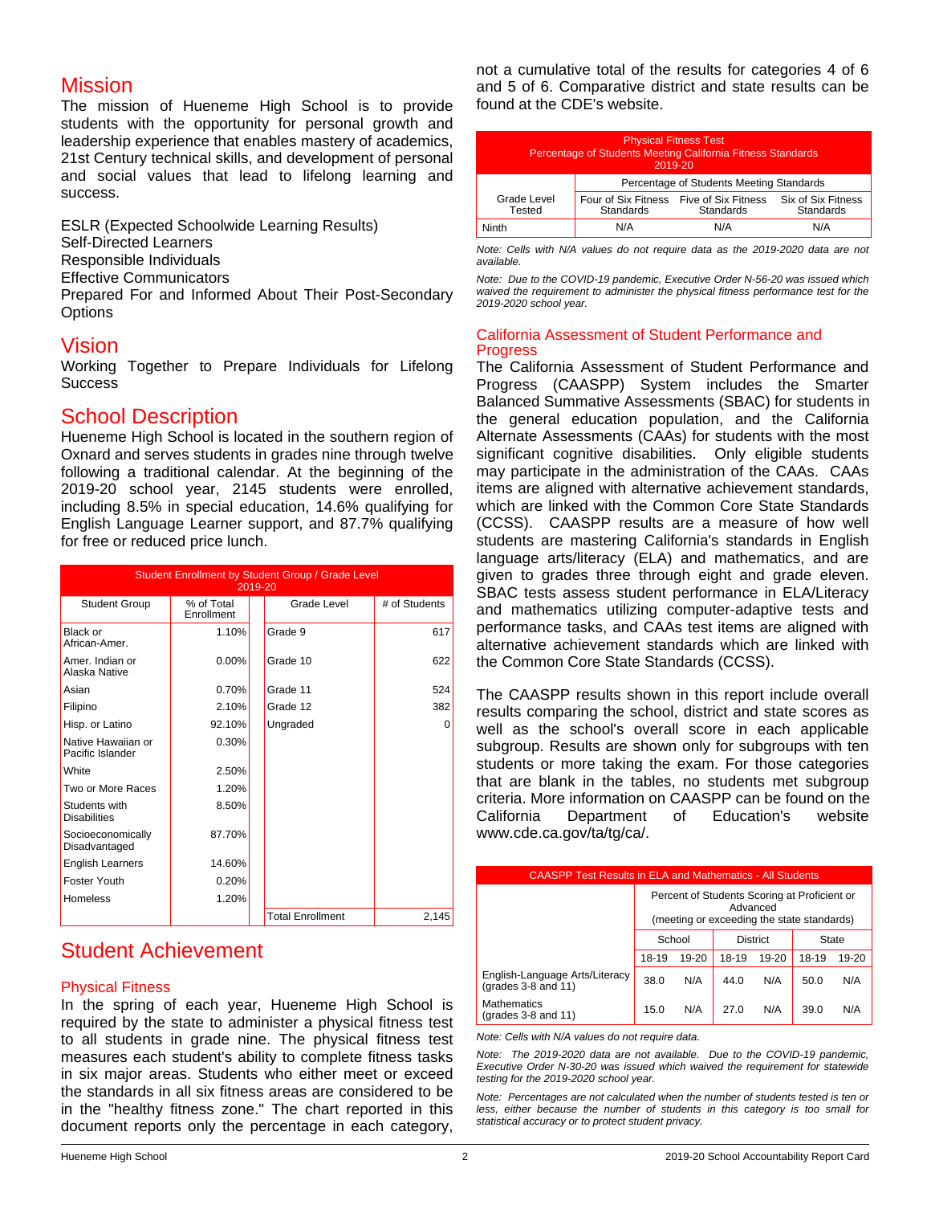## Mission

The mission of Hueneme High School is to provide students with the opportunity for personal growth and leadership experience that enables mastery of academics, 21st Century technical skills, and development of personal and social values that lead to lifelong learning and success.

ESLR (Expected Schoolwide Learning Results)
Self-Directed Learners
Responsible Individuals
Effective Communicators
Prepared For and Informed About Their Post-Secondary Options

## Vision

Working Together to Prepare Individuals for Lifelong Success

## School Description

Hueneme High School is located in the southern region of Oxnard and serves students in grades nine through twelve following a traditional calendar. At the beginning of the 2019-20 school year, 2145 students were enrolled, including 8.5% in special education, 14.6% qualifying for English Language Learner support, and 87.7% qualifying for free or reduced price lunch.

**Student Enrollment by Student Group / Grade Level 2019-20**

| Student Group | % of Total Enrollment | Grade Level | # of Students |
|---|---|---|---|
| Black or African-Amer. | 1.10% | Grade 9 | 617 |
| Amer. Indian or Alaska Native | 0.00% | Grade 10 | 622 |
| Asian | 0.70% | Grade 11 | 524 |
| Filipino | 2.10% | Grade 12 | 382 |
| Hisp. or Latino | 92.10% | Ungraded | 0 |
| Native Hawaiian or Pacific Islander | 0.30% | | |
| White | 2.50% | | |
| Two or More Races | 1.20% | | |
| Students with Disabilities | 8.50% | | |
| Socioeconomically Disadvantaged | 87.70% | | |
| English Learners | 14.60% | | |
| Foster Youth | 0.20% | | |
| Homeless | 1.20% | | |
| | | Total Enrollment | 2,145 |

## Student Achievement

### Physical Fitness

In the spring of each year, Hueneme High School is required by the state to administer a physical fitness test to all students in grade nine. The physical fitness test measures each student's ability to complete fitness tasks in six major areas. Students who either meet or exceed the standards in all six fitness areas are considered to be in the "healthy fitness zone." The chart reported in this document reports only the percentage in each category, not a cumulative total of the results for categories 4 of 6 and 5 of 6. Comparative district and state results can be found at the CDE's website.

**Physical Fitness Test
Percentage of Students Meeting California Fitness Standards
2019-20**

| Grade Level Tested | Percentage of Students Meeting Standards | | |
|---|---|---|---|
| | Four of Six Fitness Standards | Five of Six Fitness Standards | Six of Six Fitness Standards |
| Ninth | N/A | N/A | N/A |

*Note: Cells with N/A values do not require data as the 2019-2020 data are not available.*

*Note: Due to the COVID-19 pandemic, Executive Order N-56-20 was issued which waived the requirement to administer the physical fitness performance test for the 2019-2020 school year.*

### California Assessment of Student Performance and Progress

The California Assessment of Student Performance and Progress (CAASPP) System includes the Smarter Balanced Summative Assessments (SBAC) for students in the general education population, and the California Alternate Assessments (CAAs) for students with the most significant cognitive disabilities. Only eligible students may participate in the administration of the CAAs. CAAs items are aligned with alternative achievement standards, which are linked with the Common Core State Standards (CCSS). CAASPP results are a measure of how well students are mastering California's standards in English language arts/literacy (ELA) and mathematics, and are given to grades three through eight and grade eleven. SBAC tests assess student performance in ELA/Literacy and mathematics utilizing computer-adaptive tests and performance tasks, and CAAs test items are aligned with alternative achievement standards which are linked with the Common Core State Standards (CCSS).

The CAASPP results shown in this report include overall results comparing the school, district and state scores as well as the school's overall score in each applicable subgroup. Results are shown only for subgroups with ten students or more taking the exam. For those categories that are blank in the tables, no students met subgroup criteria. More information on CAASPP can be found on the California Department of Education's website www.cde.ca.gov/ta/tg/ca/.

**CAASPP Test Results in ELA and Mathematics - All Students**

| | Percent of Students Scoring at Proficient or Advanced (meeting or exceeding the state standards) | | | | | |
|---|---|---|---|---|---|---|
| | School | | District | | State | |
| | 18-19 | 19-20 | 18-19 | 19-20 | 18-19 | 19-20 |
| English-Language Arts/Literacy (grades 3-8 and 11) | 38.0 | N/A | 44.0 | N/A | 50.0 | N/A |
| Mathematics (grades 3-8 and 11) | 15.0 | N/A | 27.0 | N/A | 39.0 | N/A |

*Note: Cells with N/A values do not require data.*

*Note: The 2019-2020 data are not available. Due to the COVID-19 pandemic, Executive Order N-30-20 was issued which waived the requirement for statewide testing for the 2019-2020 school year.*

*Note: Percentages are not calculated when the number of students tested is ten or less, either because the number of students in this category is too small for statistical accuracy or to protect student privacy.*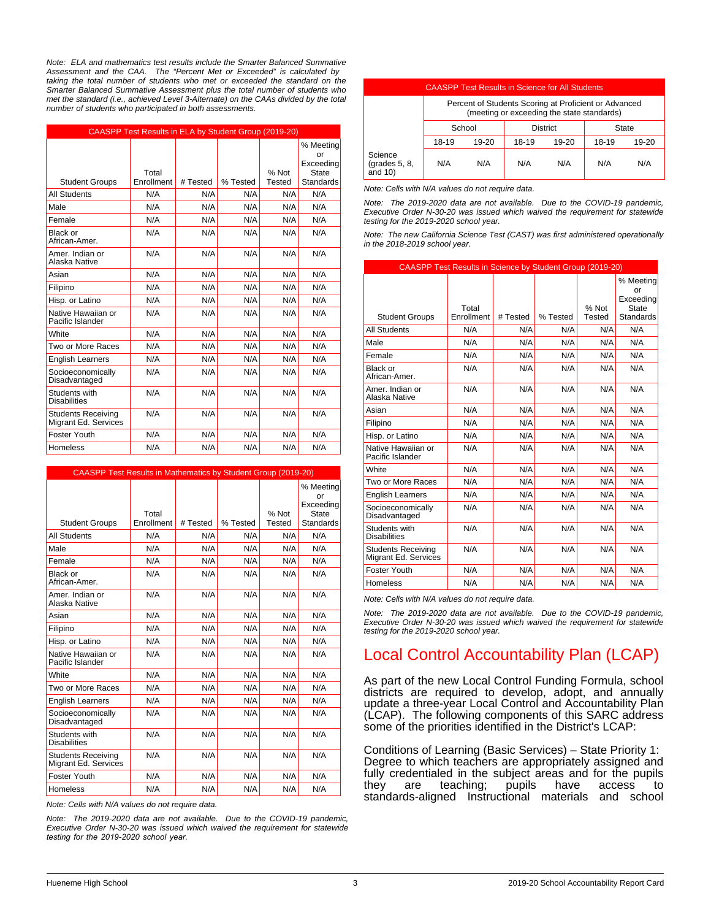*Note: ELA and mathematics test results include the Smarter Balanced Summative Assessment and the CAA. The "Percent Met or Exceeded" is calculated by taking the total number of students who met or exceeded the standard on the Smarter Balanced Summative Assessment plus the total number of students who met the standard (i.e., achieved Level 3-Alternate) on the CAAs divided by the total number of students who participated in both assessments.*

| CAASPP Test Results in ELA by Student Group (2019-20) | | | | | |
|---|---|---|---|---|---|
| Student Groups | Total Enrollment | # Tested | % Tested | % Not Tested | % Meeting or Exceeding State Standards |
| All Students | N/A | N/A | N/A | N/A | N/A |
| Male | N/A | N/A | N/A | N/A | N/A |
| Female | N/A | N/A | N/A | N/A | N/A |
| Black or African-Amer. | N/A | N/A | N/A | N/A | N/A |
| Amer. Indian or Alaska Native | N/A | N/A | N/A | N/A | N/A |
| Asian | N/A | N/A | N/A | N/A | N/A |
| Filipino | N/A | N/A | N/A | N/A | N/A |
| Hisp. or Latino | N/A | N/A | N/A | N/A | N/A |
| Native Hawaiian or Pacific Islander | N/A | N/A | N/A | N/A | N/A |
| White | N/A | N/A | N/A | N/A | N/A |
| Two or More Races | N/A | N/A | N/A | N/A | N/A |
| English Learners | N/A | N/A | N/A | N/A | N/A |
| Socioeconomically Disadvantaged | N/A | N/A | N/A | N/A | N/A |
| Students with Disabilities | N/A | N/A | N/A | N/A | N/A |
| Students Receiving Migrant Ed. Services | N/A | N/A | N/A | N/A | N/A |
| Foster Youth | N/A | N/A | N/A | N/A | N/A |
| Homeless | N/A | N/A | N/A | N/A | N/A |

| CAASPP Test Results in Mathematics by Student Group (2019-20) | | | | | |
|---|---|---|---|---|---|
| Student Groups | Total Enrollment | # Tested | % Tested | % Not Tested | % Meeting or Exceeding State Standards |
| All Students | N/A | N/A | N/A | N/A | N/A |
| Male | N/A | N/A | N/A | N/A | N/A |
| Female | N/A | N/A | N/A | N/A | N/A |
| Black or African-Amer. | N/A | N/A | N/A | N/A | N/A |
| Amer. Indian or Alaska Native | N/A | N/A | N/A | N/A | N/A |
| Asian | N/A | N/A | N/A | N/A | N/A |
| Filipino | N/A | N/A | N/A | N/A | N/A |
| Hisp. or Latino | N/A | N/A | N/A | N/A | N/A |
| Native Hawaiian or Pacific Islander | N/A | N/A | N/A | N/A | N/A |
| White | N/A | N/A | N/A | N/A | N/A |
| Two or More Races | N/A | N/A | N/A | N/A | N/A |
| English Learners | N/A | N/A | N/A | N/A | N/A |
| Socioeconomically Disadvantaged | N/A | N/A | N/A | N/A | N/A |
| Students with Disabilities | N/A | N/A | N/A | N/A | N/A |
| Students Receiving Migrant Ed. Services | N/A | N/A | N/A | N/A | N/A |
| Foster Youth | N/A | N/A | N/A | N/A | N/A |
| Homeless | N/A | N/A | N/A | N/A | N/A |

*Note: Cells with N/A values do not require data.*

*Note: The 2019-2020 data are not available. Due to the COVID-19 pandemic, Executive Order N-30-20 was issued which waived the requirement for statewide testing for the 2019-2020 school year.*

| CAASPP Test Results in Science for All Students | | | | | | |
|---|---|---|---|---|---|---|
| | Percent of Students Scoring at Proficient or Advanced (meeting or exceeding the state standards) | | | | | |
| | School | | District | | State | |
| | 18-19 | 19-20 | 18-19 | 19-20 | 18-19 | 19-20 |
| Science (grades 5, 8, and 10) | N/A | N/A | N/A | N/A | N/A | N/A |

*Note: Cells with N/A values do not require data.*

*Note: The 2019-2020 data are not available. Due to the COVID-19 pandemic, Executive Order N-30-20 was issued which waived the requirement for statewide testing for the 2019-2020 school year.*

*Note: The new California Science Test (CAST) was first administered operationally in the 2018-2019 school year.*

| CAASPP Test Results in Science by Student Group (2019-20) | | | | | |
|---|---|---|---|---|---|
| Student Groups | Total Enrollment | # Tested | % Tested | % Not Tested | % Meeting or Exceeding State Standards |
| All Students | N/A | N/A | N/A | N/A | N/A |
| Male | N/A | N/A | N/A | N/A | N/A |
| Female | N/A | N/A | N/A | N/A | N/A |
| Black or African-Amer. | N/A | N/A | N/A | N/A | N/A |
| Amer. Indian or Alaska Native | N/A | N/A | N/A | N/A | N/A |
| Asian | N/A | N/A | N/A | N/A | N/A |
| Filipino | N/A | N/A | N/A | N/A | N/A |
| Hisp. or Latino | N/A | N/A | N/A | N/A | N/A |
| Native Hawaiian or Pacific Islander | N/A | N/A | N/A | N/A | N/A |
| White | N/A | N/A | N/A | N/A | N/A |
| Two or More Races | N/A | N/A | N/A | N/A | N/A |
| English Learners | N/A | N/A | N/A | N/A | N/A |
| Socioeconomically Disadvantaged | N/A | N/A | N/A | N/A | N/A |
| Students with Disabilities | N/A | N/A | N/A | N/A | N/A |
| Students Receiving Migrant Ed. Services | N/A | N/A | N/A | N/A | N/A |
| Foster Youth | N/A | N/A | N/A | N/A | N/A |
| Homeless | N/A | N/A | N/A | N/A | N/A |

*Note: Cells with N/A values do not require data.*

*Note: The 2019-2020 data are not available. Due to the COVID-19 pandemic, Executive Order N-30-20 was issued which waived the requirement for statewide testing for the 2019-2020 school year.*

# Local Control Accountability Plan (LCAP)

As part of the new Local Control Funding Formula, school districts are required to develop, adopt, and annually update a three-year Local Control and Accountability Plan (LCAP). The following components of this SARC address some of the priorities identified in the District's LCAP:

Conditions of Learning (Basic Services) – State Priority 1: Degree to which teachers are appropriately assigned and fully credentialed in the subject areas and for the pupils they are teaching; pupils have access to standards-aligned Instructional materials and school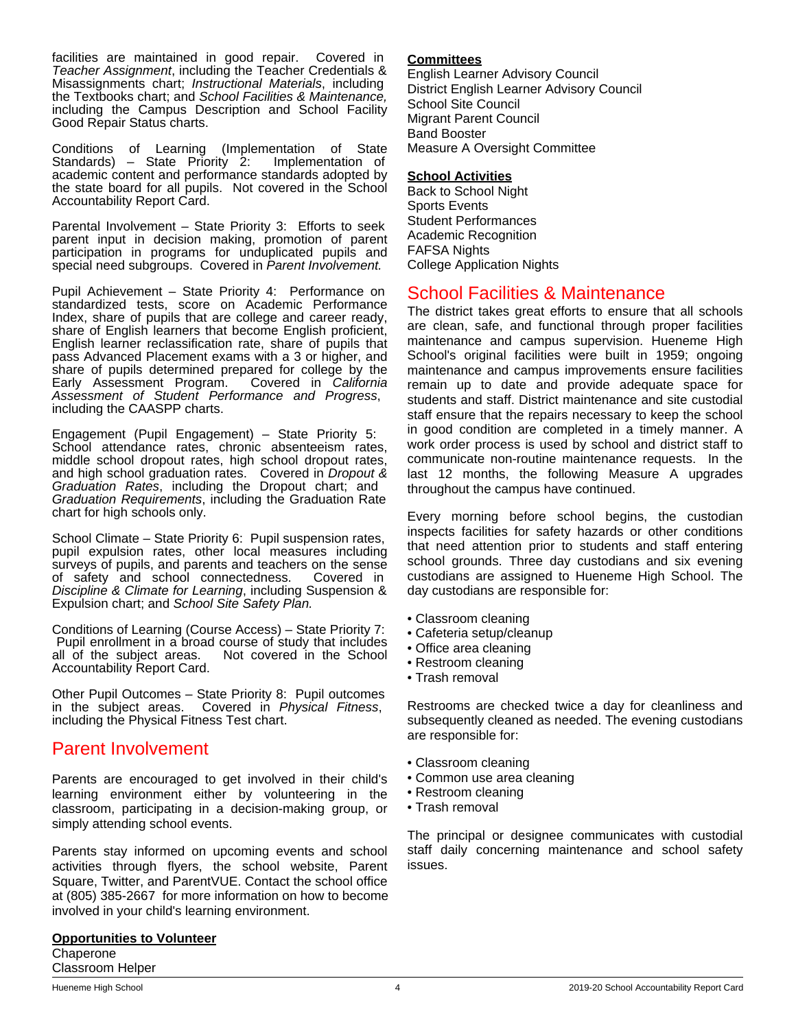facilities are maintained in good repair. Covered in *Teacher Assignment*, including the Teacher Credentials & Misassignments chart; *Instructional Materials*, including the Textbooks chart; and *School Facilities & Maintenance,* including the Campus Description and School Facility Good Repair Status charts.

Conditions of Learning (Implementation of State Standards) – State Priority 2: Implementation of academic content and performance standards adopted by the state board for all pupils. Not covered in the School Accountability Report Card.

Parental Involvement – State Priority 3: Efforts to seek parent input in decision making, promotion of parent participation in programs for unduplicated pupils and special need subgroups. Covered in *Parent Involvement.*

Pupil Achievement – State Priority 4: Performance on standardized tests, score on Academic Performance Index, share of pupils that are college and career ready, share of English learners that become English proficient, English learner reclassification rate, share of pupils that pass Advanced Placement exams with a 3 or higher, and share of pupils determined prepared for college by the Early Assessment Program. Covered in *California Assessment of Student Performance and Progress*, including the CAASPP charts.

Engagement (Pupil Engagement) – State Priority 5: School attendance rates, chronic absenteeism rates, middle school dropout rates, high school dropout rates, and high school graduation rates. Covered in *Dropout & Graduation Rates*, including the Dropout chart; and *Graduation Requirements*, including the Graduation Rate chart for high schools only.

School Climate – State Priority 6: Pupil suspension rates, pupil expulsion rates, other local measures including surveys of pupils, and parents and teachers on the sense of safety and school connectedness. Covered in *Discipline & Climate for Learning*, including Suspension & Expulsion chart; and *School Site Safety Plan.*

Conditions of Learning (Course Access) – State Priority 7: Pupil enrollment in a broad course of study that includes all of the subject areas. Not covered in the School Accountability Report Card.

Other Pupil Outcomes – State Priority 8: Pupil outcomes in the subject areas. Covered in *Physical Fitness*, including the Physical Fitness Test chart.

# Parent Involvement

Parents are encouraged to get involved in their child's learning environment either by volunteering in the classroom, participating in a decision-making group, or simply attending school events.

Parents stay informed on upcoming events and school activities through flyers, the school website, Parent Square, Twitter, and ParentVUE. Contact the school office at (805) 385-2667 for more information on how to become involved in your child's learning environment.

**Opportunities to Volunteer**

Chaperone
Classroom Helper

**Committees**

English Learner Advisory Council
District English Learner Advisory Council
School Site Council
Migrant Parent Council
Band Booster
Measure A Oversight Committee

**School Activities**

Back to School Night
Sports Events
Student Performances
Academic Recognition
FAFSA Nights
College Application Nights

# School Facilities & Maintenance

The district takes great efforts to ensure that all schools are clean, safe, and functional through proper facilities maintenance and campus supervision. Hueneme High School's original facilities were built in 1959; ongoing maintenance and campus improvements ensure facilities remain up to date and provide adequate space for students and staff. District maintenance and site custodial staff ensure that the repairs necessary to keep the school in good condition are completed in a timely manner. A work order process is used by school and district staff to communicate non-routine maintenance requests. In the last 12 months, the following Measure A upgrades throughout the campus have continued.

Every morning before school begins, the custodian inspects facilities for safety hazards or other conditions that need attention prior to students and staff entering school grounds. Three day custodians and six evening custodians are assigned to Hueneme High School. The day custodians are responsible for:

- Classroom cleaning
- Cafeteria setup/cleanup
- Office area cleaning
- Restroom cleaning
- Trash removal

Restrooms are checked twice a day for cleanliness and subsequently cleaned as needed. The evening custodians are responsible for:

- Classroom cleaning
- Common use area cleaning
- Restroom cleaning
- Trash removal

The principal or designee communicates with custodial staff daily concerning maintenance and school safety issues.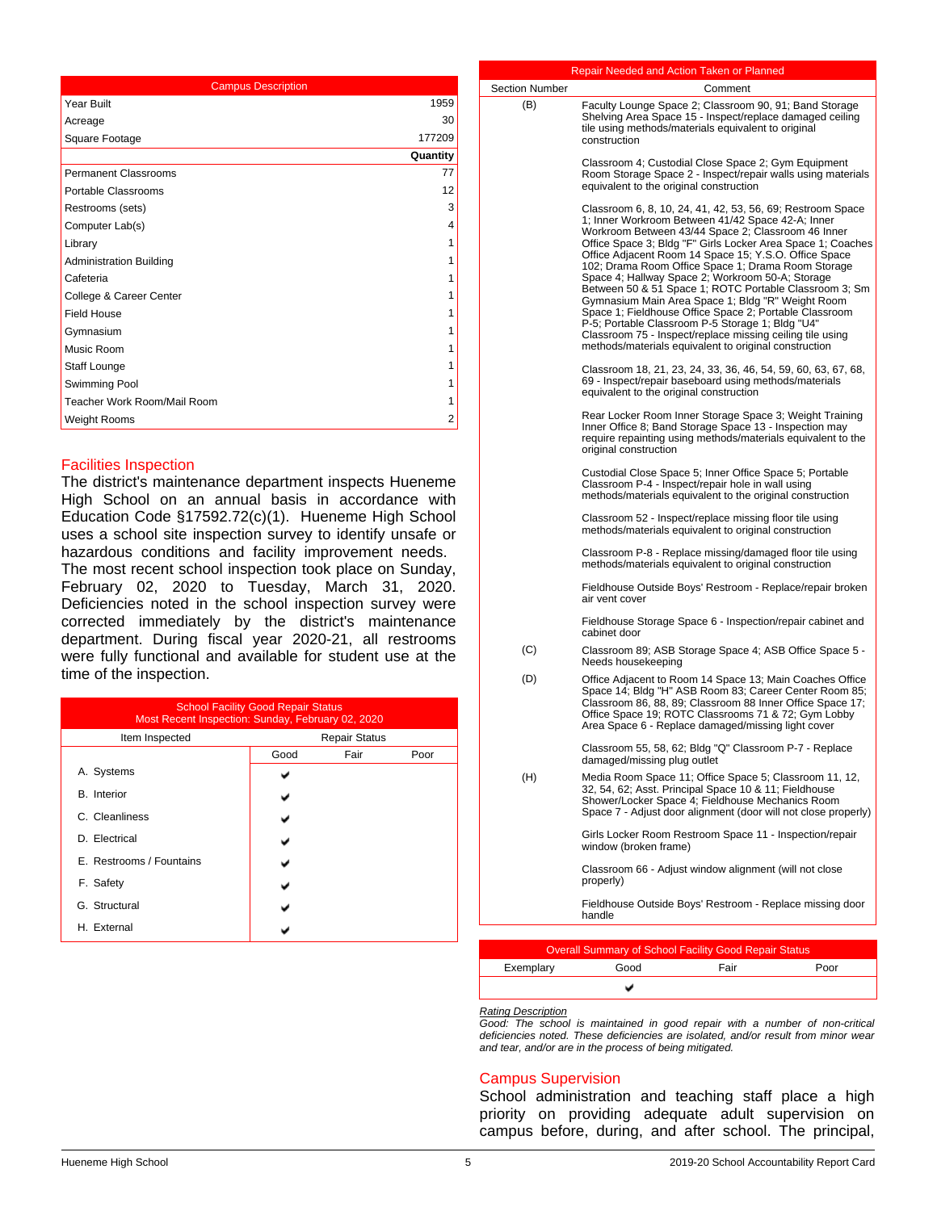| Campus Description | |
|---|---|
| Year Built | 1959 |
| Acreage | 30 |
| Square Footage | 177209 |
| | **Quantity** |
| Permanent Classrooms | 77 |
| Portable Classrooms | 12 |
| Restrooms (sets) | 3 |
| Computer Lab(s) | 4 |
| Library | 1 |
| Administration Building | 1 |
| Cafeteria | 1 |
| College & Career Center | 1 |
| Field House | 1 |
| Gymnasium | 1 |
| Music Room | 1 |
| Staff Lounge | 1 |
| Swimming Pool | 1 |
| Teacher Work Room/Mail Room | 1 |
| Weight Rooms | 2 |

## Facilities Inspection

The district's maintenance department inspects Hueneme High School on an annual basis in accordance with Education Code §17592.72(c)(1). Hueneme High School uses a school site inspection survey to identify unsafe or hazardous conditions and facility improvement needs. The most recent school inspection took place on Sunday, February 02, 2020 to Tuesday, March 31, 2020. Deficiencies noted in the school inspection survey were corrected immediately by the district's maintenance department. During fiscal year 2020-21, all restrooms were fully functional and available for student use at the time of the inspection.

| School Facility Good Repair Status<br>Most Recent Inspection: Sunday, February 02, 2020 | | | |
|---|---|---|---|
| Item Inspected | Repair Status | | |
| | Good | Fair | Poor |
| A. Systems | ✔ | | |
| B. Interior | ✔ | | |
| C. Cleanliness | ✔ | | |
| D. Electrical | ✔ | | |
| E. Restrooms / Fountains | ✔ | | |
| F. Safety | ✔ | | |
| G. Structural | ✔ | | |
| H. External | ✔ | | |

| Repair Needed and Action Taken or Planned | |
|---|---|
| Section Number | Comment |
| (B) | Faculty Lounge Space 2; Classroom 90, 91; Band Storage Shelving Area Space 15 - Inspect/replace damaged ceiling tile using methods/materials equivalent to original construction |
| | Classroom 4; Custodial Close Space 2; Gym Equipment Room Storage Space 2 - Inspect/repair walls using materials equivalent to the original construction |
| | Classroom 6, 8, 10, 24, 41, 42, 53, 56, 69; Restroom Space 1; Inner Workroom Between 41/42 Space 42-A; Inner Workroom Between 43/44 Space 2; Classroom 46 Inner Office Space 3; Bldg "F" Girls Locker Area Space 1; Coaches Office Adjacent Room 14 Space 15; Y.S.O. Office Space 102; Drama Room Office Space 1; Drama Room Storage Space 4; Hallway Space 2; Workroom 50-A; Storage Between 50 & 51 Space 1; ROTC Portable Classroom 3; Sm Gymnasium Main Area Space 1; Bldg "R" Weight Room Space 1; Fieldhouse Office Space 2; Portable Classroom P-5; Portable Classroom P-5 Storage 1; Bldg "U4" Classroom 75 - Inspect/replace missing ceiling tile using methods/materials equivalent to original construction |
| | Classroom 18, 21, 23, 24, 33, 36, 46, 54, 59, 60, 63, 67, 68, 69 - Inspect/repair baseboard using methods/materials equivalent to the original construction |
| | Rear Locker Room Inner Storage Space 3; Weight Training Inner Office 8; Band Storage Space 13 - Inspection may require repainting using methods/materials equivalent to the original construction |
| | Custodial Close Space 5; Inner Office Space 5; Portable Classroom P-4 - Inspect/repair hole in wall using methods/materials equivalent to the original construction |
| | Classroom 52 - Inspect/replace missing floor tile using methods/materials equivalent to original construction |
| | Classroom P-8 - Replace missing/damaged floor tile using methods/materials equivalent to original construction |
| | Fieldhouse Outside Boys' Restroom - Replace/repair broken air vent cover |
| | Fieldhouse Storage Space 6 - Inspection/repair cabinet and cabinet door |
| (C) | Classroom 89; ASB Storage Space 4; ASB Office Space 5 - Needs housekeeping |
| (D) | Office Adjacent to Room 14 Space 13; Main Coaches Office Space 14; Bldg "H" ASB Room 83; Career Center Room 85; Classroom 86, 88, 89; Classroom 88 Inner Office Space 17; Office Space 19; ROTC Classrooms 71 & 72; Gym Lobby Area Space 6 - Replace damaged/missing light cover |
| | Classroom 55, 58, 62; Bldg "Q" Classroom P-7 - Replace damaged/missing plug outlet |
| (H) | Media Room Space 11; Office Space 5; Classroom 11, 12, 32, 54, 62; Asst. Principal Space 10 & 11; Fieldhouse Shower/Locker Space 4; Fieldhouse Mechanics Room Space 7 - Adjust door alignment (door will not close properly) |
| | Girls Locker Room Restroom Space 11 - Inspection/repair window (broken frame) |
| | Classroom 66 - Adjust window alignment (will not close properly) |
| | Fieldhouse Outside Boys' Restroom - Replace missing door handle |

| Overall Summary of School Facility Good Repair Status | | | |
|---|---|---|---|
| Exemplary | Good | Fair | Poor |
| | ✔ | | |

Rating Description

*Good: The school is maintained in good repair with a number of non-critical deficiencies noted. These deficiencies are isolated, and/or result from minor wear and tear, and/or are in the process of being mitigated.*

## Campus Supervision

School administration and teaching staff place a high priority on providing adequate adult supervision on campus before, during, and after school. The principal,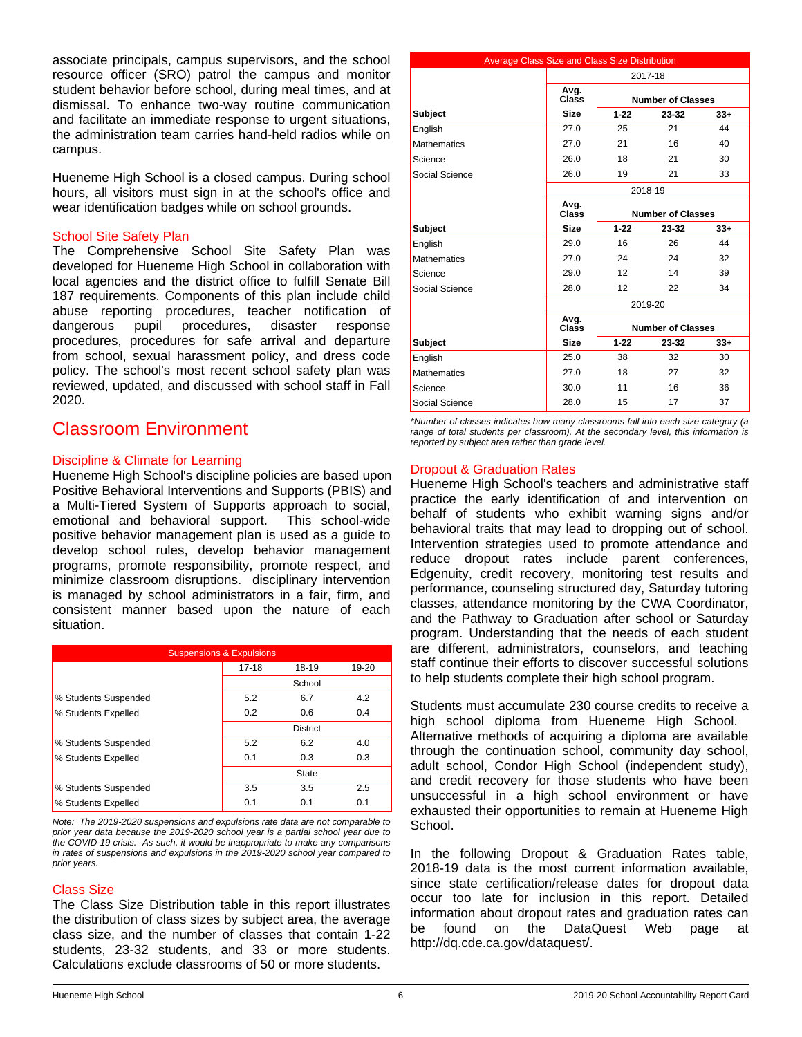associate principals, campus supervisors, and the school resource officer (SRO) patrol the campus and monitor student behavior before school, during meal times, and at dismissal. To enhance two-way routine communication and facilitate an immediate response to urgent situations, the administration team carries hand-held radios while on campus.

Hueneme High School is a closed campus. During school hours, all visitors must sign in at the school's office and wear identification badges while on school grounds.

### School Site Safety Plan

The Comprehensive School Site Safety Plan was developed for Hueneme High School in collaboration with local agencies and the district office to fulfill Senate Bill 187 requirements. Components of this plan include child abuse reporting procedures, teacher notification of dangerous pupil procedures, disaster response procedures, procedures for safe arrival and departure from school, sexual harassment policy, and dress code policy. The school's most recent school safety plan was reviewed, updated, and discussed with school staff in Fall 2020.

## Classroom Environment

### Discipline & Climate for Learning

Hueneme High School's discipline policies are based upon Positive Behavioral Interventions and Supports (PBIS) and a Multi-Tiered System of Supports approach to social, emotional and behavioral support. This school-wide positive behavior management plan is used as a guide to develop school rules, develop behavior management programs, promote responsibility, promote respect, and minimize classroom disruptions. disciplinary intervention is managed by school administrators in a fair, firm, and consistent manner based upon the nature of each situation.

| Suspensions & Expulsions | | | |
|---|---|---|---|
| | 17-18 | 18-19 | 19-20 |
| | School | | |
| % Students Suspended | 5.2 | 6.7 | 4.2 |
| % Students Expelled | 0.2 | 0.6 | 0.4 |
| | District | | |
| % Students Suspended | 5.2 | 6.2 | 4.0 |
| % Students Expelled | 0.1 | 0.3 | 0.3 |
| | State | | |
| % Students Suspended | 3.5 | 3.5 | 2.5 |
| % Students Expelled | 0.1 | 0.1 | 0.1 |

*Note: The 2019-2020 suspensions and expulsions rate data are not comparable to prior year data because the 2019-2020 school year is a partial school year due to the COVID-19 crisis. As such, it would be inappropriate to make any comparisons in rates of suspensions and expulsions in the 2019-2020 school year compared to prior years.*

### Class Size

The Class Size Distribution table in this report illustrates the distribution of class sizes by subject area, the average class size, and the number of classes that contain 1-22 students, 23-32 students, and 33 or more students. Calculations exclude classrooms of 50 or more students.

| Average Class Size and Class Size Distribution | | | | |
|---|---|---|---|---|
| | 2017-18 | | | |
| | Avg. Class | Number of Classes | | |
| Subject | Size | 1-22 | 23-32 | 33+ |
| English | 27.0 | 25 | 21 | 44 |
| Mathematics | 27.0 | 21 | 16 | 40 |
| Science | 26.0 | 18 | 21 | 30 |
| Social Science | 26.0 | 19 | 21 | 33 |
| | 2018-19 | | | |
| | Avg. Class | Number of Classes | | |
| Subject | Size | 1-22 | 23-32 | 33+ |
| English | 29.0 | 16 | 26 | 44 |
| Mathematics | 27.0 | 24 | 24 | 32 |
| Science | 29.0 | 12 | 14 | 39 |
| Social Science | 28.0 | 12 | 22 | 34 |
| | 2019-20 | | | |
| | Avg. Class | Number of Classes | | |
| Subject | Size | 1-22 | 23-32 | 33+ |
| English | 25.0 | 38 | 32 | 30 |
| Mathematics | 27.0 | 18 | 27 | 32 |
| Science | 30.0 | 11 | 16 | 36 |
| Social Science | 28.0 | 15 | 17 | 37 |

*\*Number of classes indicates how many classrooms fall into each size category (a range of total students per classroom). At the secondary level, this information is reported by subject area rather than grade level.*

### Dropout & Graduation Rates

Hueneme High School's teachers and administrative staff practice the early identification of and intervention on behalf of students who exhibit warning signs and/or behavioral traits that may lead to dropping out of school. Intervention strategies used to promote attendance and reduce dropout rates include parent conferences, Edgenuity, credit recovery, monitoring test results and performance, counseling structured day, Saturday tutoring classes, attendance monitoring by the CWA Coordinator, and the Pathway to Graduation after school or Saturday program. Understanding that the needs of each student are different, administrators, counselors, and teaching staff continue their efforts to discover successful solutions to help students complete their high school program.

Students must accumulate 230 course credits to receive a high school diploma from Hueneme High School. Alternative methods of acquiring a diploma are available through the continuation school, community day school, adult school, Condor High School (independent study), and credit recovery for those students who have been unsuccessful in a high school environment or have exhausted their opportunities to remain at Hueneme High School.

In the following Dropout & Graduation Rates table, 2018-19 data is the most current information available, since state certification/release dates for dropout data occur too late for inclusion in this report. Detailed information about dropout rates and graduation rates can be found on the DataQuest Web page at http://dq.cde.ca.gov/dataquest/.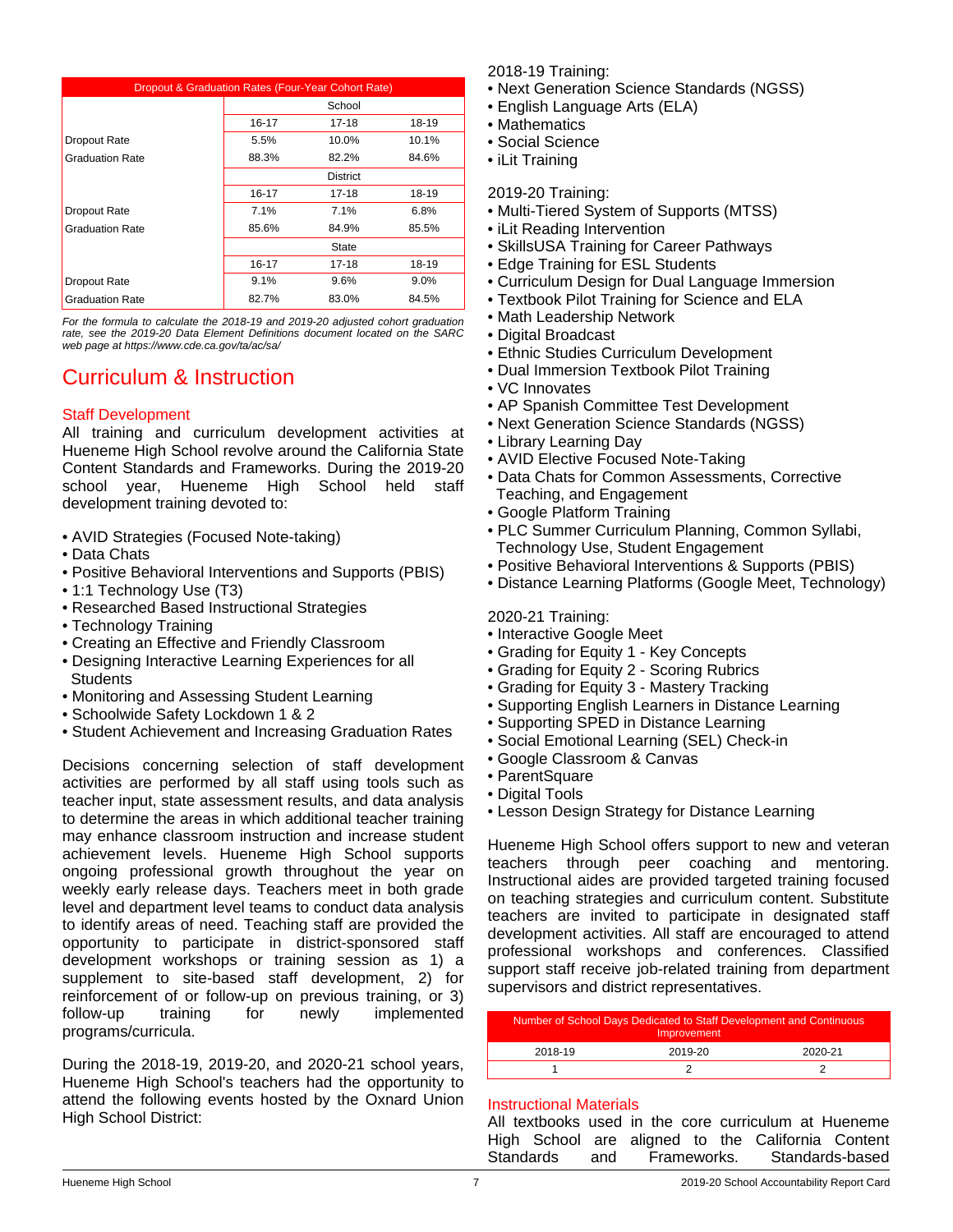| Dropout & Graduation Rates (Four-Year Cohort Rate) | | | |
|---|---|---|---|
| | School | | |
| | 16-17 | 17-18 | 18-19 |
| Dropout Rate | 5.5% | 10.0% | 10.1% |
| Graduation Rate | 88.3% | 82.2% | 84.6% |
| | District | | |
| | 16-17 | 17-18 | 18-19 |
| Dropout Rate | 7.1% | 7.1% | 6.8% |
| Graduation Rate | 85.6% | 84.9% | 85.5% |
| | State | | |
| | 16-17 | 17-18 | 18-19 |
| Dropout Rate | 9.1% | 9.6% | 9.0% |
| Graduation Rate | 82.7% | 83.0% | 84.5% |

*For the formula to calculate the 2018-19 and 2019-20 adjusted cohort graduation rate, see the 2019-20 Data Element Definitions document located on the SARC web page at https://www.cde.ca.gov/ta/ac/sa/*

# Curriculum & Instruction

## Staff Development

All training and curriculum development activities at Hueneme High School revolve around the California State Content Standards and Frameworks. During the 2019-20 school year, Hueneme High School held staff development training devoted to:

- AVID Strategies (Focused Note-taking)
- Data Chats
- Positive Behavioral Interventions and Supports (PBIS)
- 1:1 Technology Use (T3)
- Researched Based Instructional Strategies
- Technology Training
- Creating an Effective and Friendly Classroom
- Designing Interactive Learning Experiences for all Students
- Monitoring and Assessing Student Learning
- Schoolwide Safety Lockdown 1 & 2
- Student Achievement and Increasing Graduation Rates

Decisions concerning selection of staff development activities are performed by all staff using tools such as teacher input, state assessment results, and data analysis to determine the areas in which additional teacher training may enhance classroom instruction and increase student achievement levels. Hueneme High School supports ongoing professional growth throughout the year on weekly early release days. Teachers meet in both grade level and department level teams to conduct data analysis to identify areas of need. Teaching staff are provided the opportunity to participate in district-sponsored staff development workshops or training session as 1) a supplement to site-based staff development, 2) for reinforcement of or follow-up on previous training, or 3) follow-up training for newly implemented programs/curricula.

During the 2018-19, 2019-20, and 2020-21 school years, Hueneme High School's teachers had the opportunity to attend the following events hosted by the Oxnard Union High School District:

2018-19 Training:

- Next Generation Science Standards (NGSS)
- English Language Arts (ELA)
- Mathematics
- Social Science
- iLit Training

2019-20 Training:

- Multi-Tiered System of Supports (MTSS)
- iLit Reading Intervention
- SkillsUSA Training for Career Pathways
- Edge Training for ESL Students
- Curriculum Design for Dual Language Immersion
- Textbook Pilot Training for Science and ELA
- Math Leadership Network
- Digital Broadcast
- Ethnic Studies Curriculum Development
- Dual Immersion Textbook Pilot Training
- VC Innovates
- AP Spanish Committee Test Development
- Next Generation Science Standards (NGSS)
- Library Learning Day
- AVID Elective Focused Note-Taking
- Data Chats for Common Assessments, Corrective Teaching, and Engagement
- Google Platform Training
- PLC Summer Curriculum Planning, Common Syllabi, Technology Use, Student Engagement
- Positive Behavioral Interventions & Supports (PBIS)
- Distance Learning Platforms (Google Meet, Technology)

2020-21 Training:

- Interactive Google Meet
- Grading for Equity 1 - Key Concepts
- Grading for Equity 2 - Scoring Rubrics
- Grading for Equity 3 - Mastery Tracking
- Supporting English Learners in Distance Learning
- Supporting SPED in Distance Learning
- Social Emotional Learning (SEL) Check-in
- Google Classroom & Canvas
- ParentSquare
- Digital Tools
- Lesson Design Strategy for Distance Learning

Hueneme High School offers support to new and veteran teachers through peer coaching and mentoring. Instructional aides are provided targeted training focused on teaching strategies and curriculum content. Substitute teachers are invited to participate in designated staff development activities. All staff are encouraged to attend professional workshops and conferences. Classified support staff receive job-related training from department supervisors and district representatives.

| Number of School Days Dedicated to Staff Development and Continuous Improvement | | |
|---|---|---|
| 2018-19 | 2019-20 | 2020-21 |
| 1 | 2 | 2 |

## Instructional Materials

All textbooks used in the core curriculum at Hueneme High School are aligned to the California Content Standards and Frameworks. Standards-based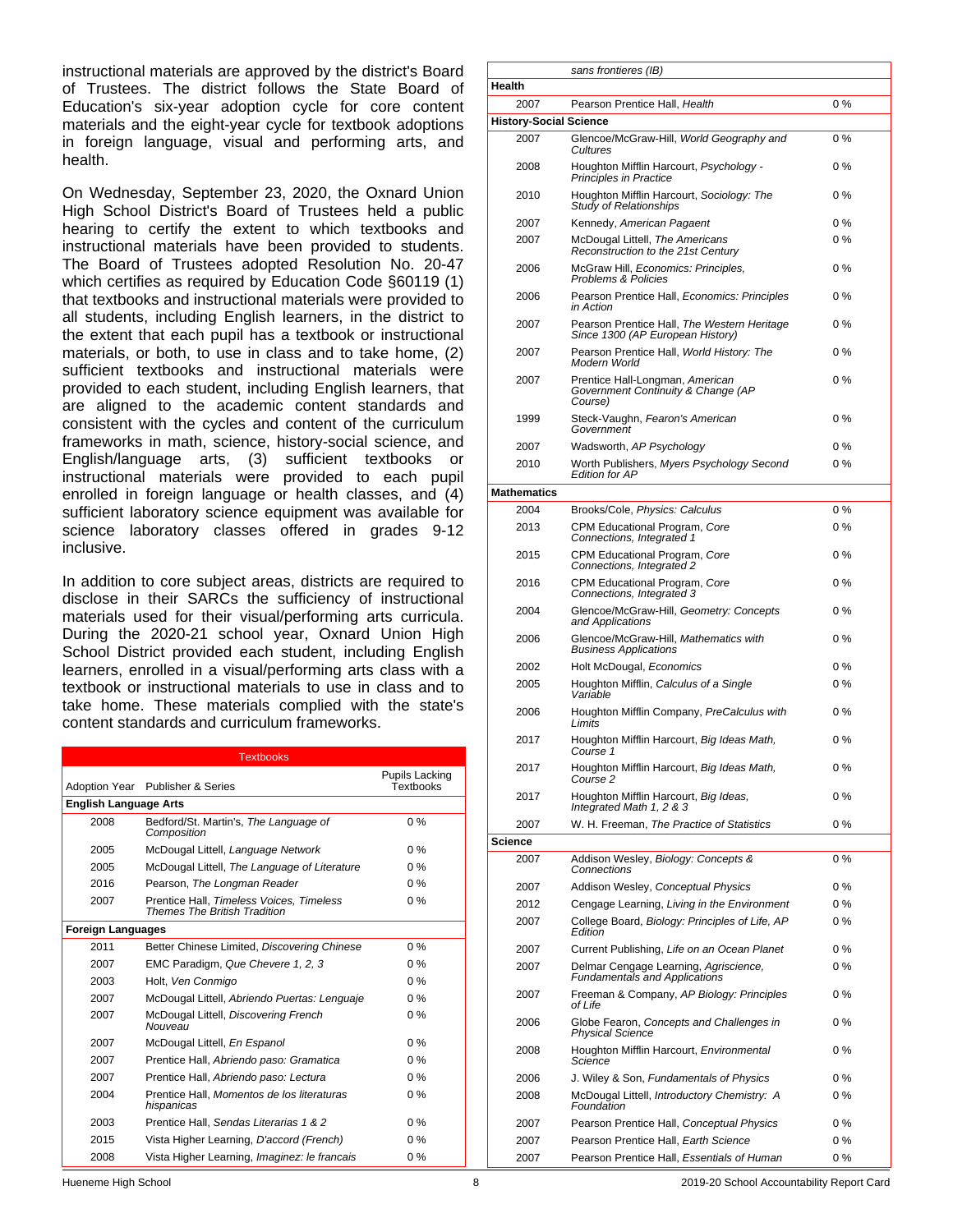instructional materials are approved by the district's Board of Trustees. The district follows the State Board of Education's six-year adoption cycle for core content materials and the eight-year cycle for textbook adoptions in foreign language, visual and performing arts, and health.

On Wednesday, September 23, 2020, the Oxnard Union High School District's Board of Trustees held a public hearing to certify the extent to which textbooks and instructional materials have been provided to students. The Board of Trustees adopted Resolution No. 20-47 which certifies as required by Education Code §60119 (1) that textbooks and instructional materials were provided to all students, including English learners, in the district to the extent that each pupil has a textbook or instructional materials, or both, to use in class and to take home, (2) sufficient textbooks and instructional materials were provided to each student, including English learners, that are aligned to the academic content standards and consistent with the cycles and content of the curriculum frameworks in math, science, history-social science, and English/language arts, (3) sufficient textbooks or instructional materials were provided to each pupil enrolled in foreign language or health classes, and (4) sufficient laboratory science equipment was available for science laboratory classes offered in grades 9-12 inclusive.

In addition to core subject areas, districts are required to disclose in their SARCs the sufficiency of instructional materials used for their visual/performing arts curricula. During the 2020-21 school year, Oxnard Union High School District provided each student, including English learners, enrolled in a visual/performing arts class with a textbook or instructional materials to use in class and to take home. These materials complied with the state's content standards and curriculum frameworks.

| Textbooks | | |
|---|---|---|
| Adoption Year | Publisher & Series | Pupils Lacking Textbooks |
| **English Language Arts** | | |
| 2008 | Bedford/St. Martin's, *The Language of Composition* | 0 % |
| 2005 | McDougal Littell, *Language Network* | 0 % |
| 2005 | McDougal Littell, *The Language of Literature* | 0 % |
| 2016 | Pearson, *The Longman Reader* | 0 % |
| 2007 | Prentice Hall, *Timeless Voices, Timeless Themes The British Tradition* | 0 % |
| **Foreign Languages** | | |
| 2011 | Better Chinese Limited, *Discovering Chinese* | 0 % |
| 2007 | EMC Paradigm, *Que Chevere 1, 2, 3* | 0 % |
| 2003 | Holt, *Ven Conmigo* | 0 % |
| 2007 | McDougal Littell, *Abriendo Puertas: Lenguaje* | 0 % |
| 2007 | McDougal Littell, *Discovering French Nouveau* | 0 % |
| 2007 | McDougal Littell, *En Espanol* | 0 % |
| 2007 | Prentice Hall, *Abriendo paso: Gramatica* | 0 % |
| 2007 | Prentice Hall, *Abriendo paso: Lectura* | 0 % |
| 2004 | Prentice Hall, *Momentos de los literaturas hispanicas* | 0 % |
| 2003 | Prentice Hall, *Sendas Literarias 1 & 2* | 0 % |
| 2015 | Vista Higher Learning, *D'accord (French)* | 0 % |
| 2008 | Vista Higher Learning, *Imaginez: le francais sans frontieres (IB)* | 0 % |
| **Health** | | |
| 2007 | Pearson Prentice Hall, *Health* | 0 % |
| **History-Social Science** | | |
| 2007 | Glencoe/McGraw-Hill, *World Geography and Cultures* | 0 % |
| 2008 | Houghton Mifflin Harcourt, *Psychology - Principles in Practice* | 0 % |
| 2010 | Houghton Mifflin Harcourt, *Sociology: The Study of Relationships* | 0 % |
| 2007 | Kennedy, *American Pagaent* | 0 % |
| 2007 | McDougal Littell, *The Americans Reconstruction to the 21st Century* | 0 % |
| 2006 | McGraw Hill, *Economics: Principles, Problems & Policies* | 0 % |
| 2006 | Pearson Prentice Hall, *Economics: Principles in Action* | 0 % |
| 2007 | Pearson Prentice Hall, *The Western Heritage Since 1300 (AP European History)* | 0 % |
| 2007 | Pearson Prentice Hall, *World History: The Modern World* | 0 % |
| 2007 | Prentice Hall-Longman, *American Government Continuity & Change (AP Course)* | 0 % |
| 1999 | Steck-Vaughn, *Fearon's American Government* | 0 % |
| 2007 | Wadsworth, *AP Psychology* | 0 % |
| 2010 | Worth Publishers, *Myers Psychology Second Edition for AP* | 0 % |
| **Mathematics** | | |
| 2004 | Brooks/Cole, *Physics: Calculus* | 0 % |
| 2013 | CPM Educational Program, *Core Connections, Integrated 1* | 0 % |
| 2015 | CPM Educational Program, *Core Connections, Integrated 2* | 0 % |
| 2016 | CPM Educational Program, *Core Connections, Integrated 3* | 0 % |
| 2004 | Glencoe/McGraw-Hill, *Geometry: Concepts and Applications* | 0 % |
| 2006 | Glencoe/McGraw-Hill, *Mathematics with Business Applications* | 0 % |
| 2002 | Holt McDougal, *Economics* | 0 % |
| 2005 | Houghton Mifflin, *Calculus of a Single Variable* | 0 % |
| 2006 | Houghton Mifflin Company, *PreCalculus with Limits* | 0 % |
| 2017 | Houghton Mifflin Harcourt, *Big Ideas Math, Course 1* | 0 % |
| 2017 | Houghton Mifflin Harcourt, *Big Ideas Math, Course 2* | 0 % |
| 2017 | Houghton Mifflin Harcourt, *Big Ideas, Integrated Math 1, 2 & 3* | 0 % |
| 2007 | W. H. Freeman, *The Practice of Statistics* | 0 % |
| **Science** | | |
| 2007 | Addison Wesley, *Biology: Concepts & Connections* | 0 % |
| 2007 | Addison Wesley, *Conceptual Physics* | 0 % |
| 2012 | Cengage Learning, *Living in the Environment* | 0 % |
| 2007 | College Board, *Biology: Principles of Life, AP Edition* | 0 % |
| 2007 | Current Publishing, *Life on an Ocean Planet* | 0 % |
| 2007 | Delmar Cengage Learning, *Agriscience, Fundamentals and Applications* | 0 % |
| 2007 | Freeman & Company, *AP Biology: Principles of Life* | 0 % |
| 2006 | Globe Fearon, *Concepts and Challenges in Physical Science* | 0 % |
| 2008 | Houghton Mifflin Harcourt, *Environmental Science* | 0 % |
| 2006 | J. Wiley & Son, *Fundamentals of Physics* | 0 % |
| 2008 | McDougal Littell, *Introductory Chemistry: A Foundation* | 0 % |
| 2007 | Pearson Prentice Hall, *Conceptual Physics* | 0 % |
| 2007 | Pearson Prentice Hall, *Earth Science* | 0 % |
| 2007 | Pearson Prentice Hall, *Essentials of Human* | 0 % |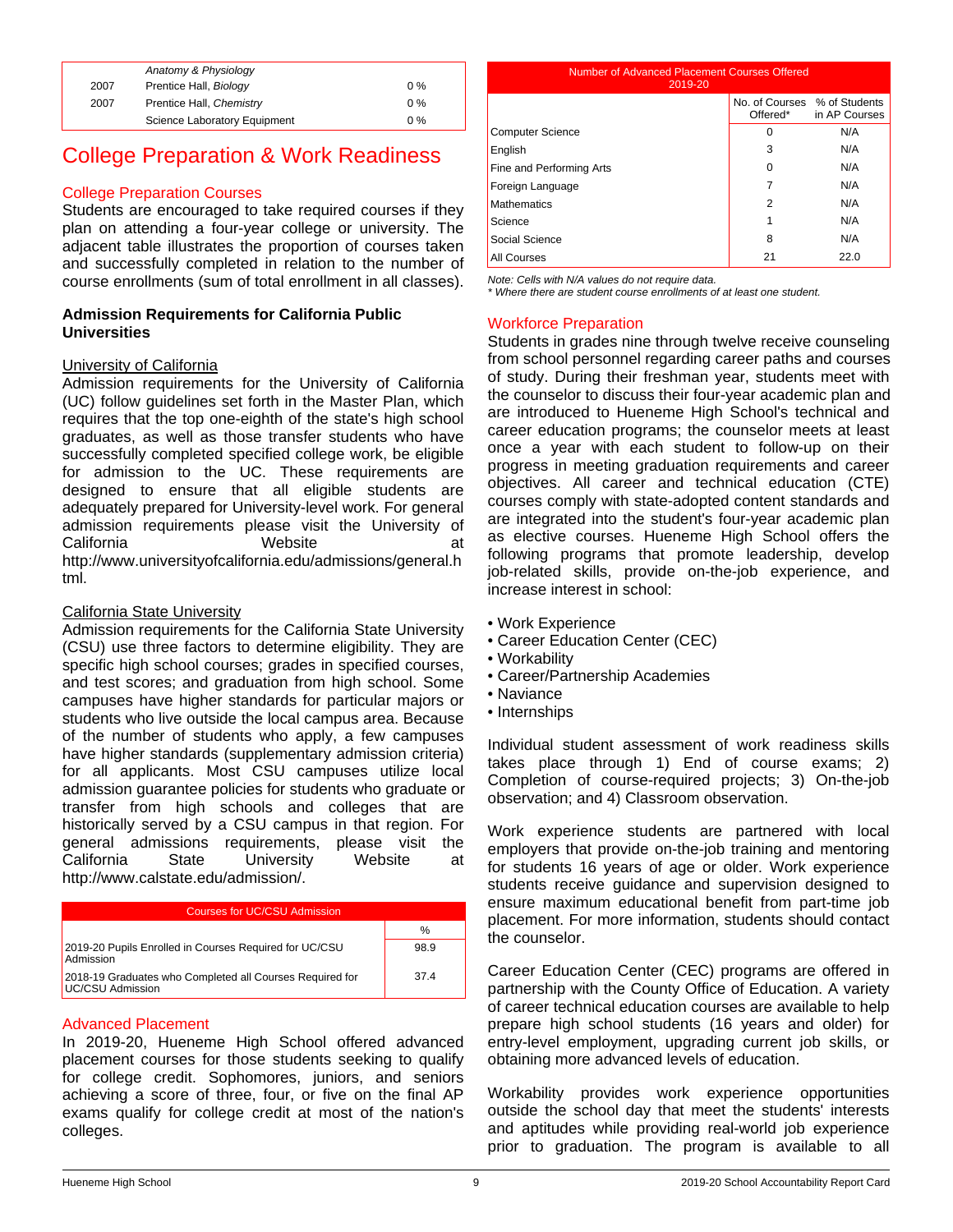|  | Anatomy & Physiology |  |
|---|---|---|
| 2007 | Prentice Hall, *Biology* | 0 % |
| 2007 | Prentice Hall, *Chemistry* | 0 % |
|  | Science Laboratory Equipment | 0 % |

# College Preparation & Work Readiness

## College Preparation Courses

Students are encouraged to take required courses if they plan on attending a four-year college or university. The adjacent table illustrates the proportion of courses taken and successfully completed in relation to the number of course enrollments (sum of total enrollment in all classes).

**Admission Requirements for California Public Universities**

University of California

Admission requirements for the University of California (UC) follow guidelines set forth in the Master Plan, which requires that the top one-eighth of the state's high school graduates, as well as those transfer students who have successfully completed specified college work, be eligible for admission to the UC. These requirements are designed to ensure that all eligible students are adequately prepared for University-level work. For general admission requirements please visit the University of California Website at http://www.universityofcalifornia.edu/admissions/general.html.

California State University

Admission requirements for the California State University (CSU) use three factors to determine eligibility. They are specific high school courses; grades in specified courses, and test scores; and graduation from high school. Some campuses have higher standards for particular majors or students who live outside the local campus area. Because of the number of students who apply, a few campuses have higher standards (supplementary admission criteria) for all applicants. Most CSU campuses utilize local admission guarantee policies for students who graduate or transfer from high schools and colleges that are historically served by a CSU campus in that region. For general admissions requirements, please visit the California State University Website at http://www.calstate.edu/admission/.

| Courses for UC/CSU Admission | % |
|---|---|
| 2019-20 Pupils Enrolled in Courses Required for UC/CSU Admission | 98.9 |
| 2018-19 Graduates who Completed all Courses Required for UC/CSU Admission | 37.4 |

## Advanced Placement

In 2019-20, Hueneme High School offered advanced placement courses for those students seeking to qualify for college credit. Sophomores, juniors, and seniors achieving a score of three, four, or five on the final AP exams qualify for college credit at most of the nation's colleges.

| Number of Advanced Placement Courses Offered 2019-20 | No. of Courses Offered* | % of Students in AP Courses |
|---|---|---|
| Computer Science | 0 | N/A |
| English | 3 | N/A |
| Fine and Performing Arts | 0 | N/A |
| Foreign Language | 7 | N/A |
| Mathematics | 2 | N/A |
| Science | 1 | N/A |
| Social Science | 8 | N/A |
| All Courses | 21 | 22.0 |

*Note: Cells with N/A values do not require data.*
*\* Where there are student course enrollments of at least one student.*

## Workforce Preparation

Students in grades nine through twelve receive counseling from school personnel regarding career paths and courses of study. During their freshman year, students meet with the counselor to discuss their four-year academic plan and are introduced to Hueneme High School's technical and career education programs; the counselor meets at least once a year with each student to follow-up on their progress in meeting graduation requirements and career objectives. All career and technical education (CTE) courses comply with state-adopted content standards and are integrated into the student's four-year academic plan as elective courses. Hueneme High School offers the following programs that promote leadership, develop job-related skills, provide on-the-job experience, and increase interest in school:

- Work Experience
- Career Education Center (CEC)
- Workability
- Career/Partnership Academies
- Naviance
- Internships

Individual student assessment of work readiness skills takes place through 1) End of course exams; 2) Completion of course-required projects; 3) On-the-job observation; and 4) Classroom observation.

Work experience students are partnered with local employers that provide on-the-job training and mentoring for students 16 years of age or older. Work experience students receive guidance and supervision designed to ensure maximum educational benefit from part-time job placement. For more information, students should contact the counselor.

Career Education Center (CEC) programs are offered in partnership with the County Office of Education. A variety of career technical education courses are available to help prepare high school students (16 years and older) for entry-level employment, upgrading current job skills, or obtaining more advanced levels of education.

Workability provides work experience opportunities outside the school day that meet the students' interests and aptitudes while providing real-world job experience prior to graduation. The program is available to all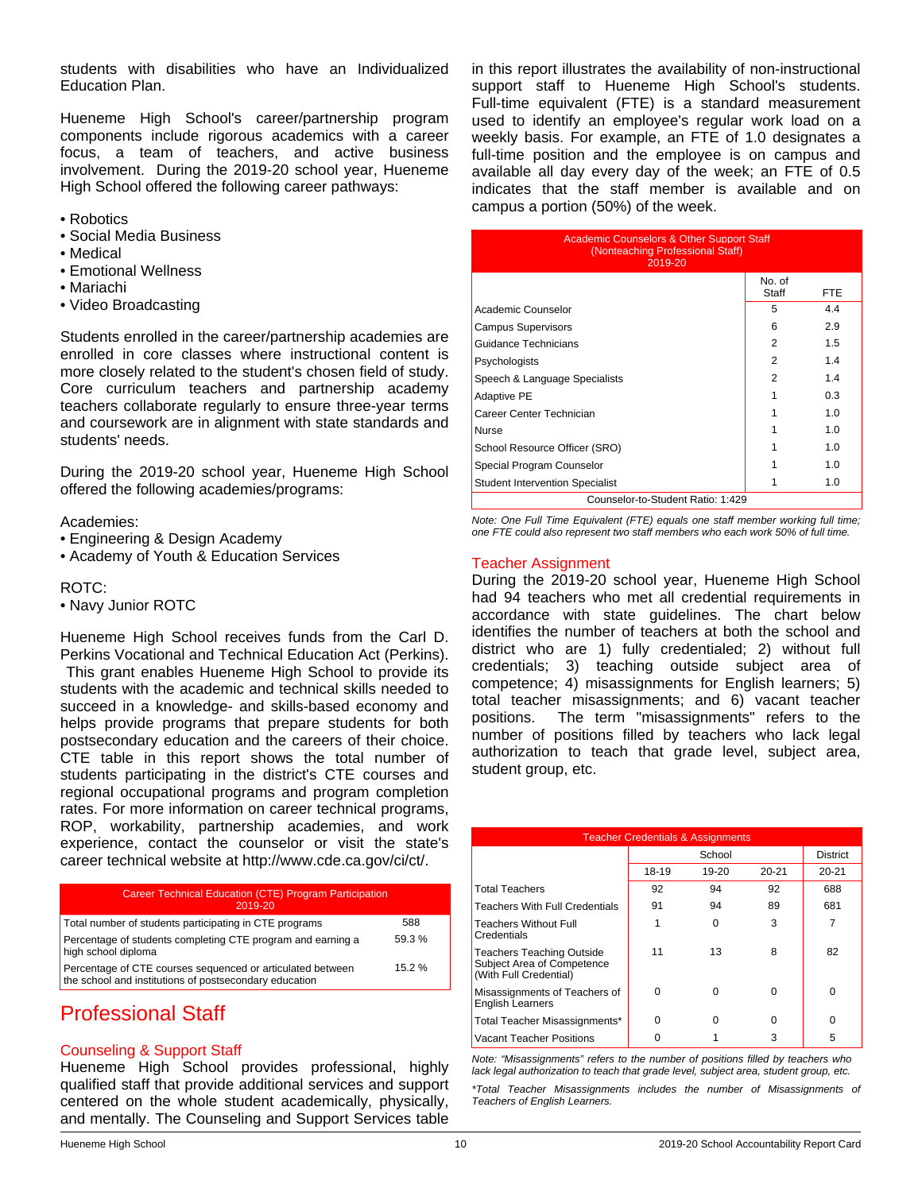students with disabilities who have an Individualized Education Plan.

Hueneme High School's career/partnership program components include rigorous academics with a career focus, a team of teachers, and active business involvement. During the 2019-20 school year, Hueneme High School offered the following career pathways:

- Robotics
- Social Media Business
- Medical
- Emotional Wellness
- Mariachi
- Video Broadcasting

Students enrolled in the career/partnership academies are enrolled in core classes where instructional content is more closely related to the student's chosen field of study. Core curriculum teachers and partnership academy teachers collaborate regularly to ensure three-year terms and coursework are in alignment with state standards and students' needs.

During the 2019-20 school year, Hueneme High School offered the following academies/programs:

Academies:
- Engineering & Design Academy
- Academy of Youth & Education Services

ROTC:
- Navy Junior ROTC

Hueneme High School receives funds from the Carl D. Perkins Vocational and Technical Education Act (Perkins). This grant enables Hueneme High School to provide its students with the academic and technical skills needed to succeed in a knowledge- and skills-based economy and helps provide programs that prepare students for both postsecondary education and the careers of their choice. CTE table in this report shows the total number of students participating in the district's CTE courses and regional occupational programs and program completion rates. For more information on career technical programs, ROP, workability, partnership academies, and work experience, contact the counselor or visit the state's career technical website at http://www.cde.ca.gov/ci/ct/.

| Career Technical Education (CTE) Program Participation 2019-20 | |
|---|---|
| Total number of students participating in CTE programs | 588 |
| Percentage of students completing CTE program and earning a high school diploma | 59.3 % |
| Percentage of CTE courses sequenced or articulated between the school and institutions of postsecondary education | 15.2 % |

# Professional Staff

## Counseling & Support Staff

Hueneme High School provides professional, highly qualified staff that provide additional services and support centered on the whole student academically, physically, and mentally. The Counseling and Support Services table in this report illustrates the availability of non-instructional support staff to Hueneme High School's students. Full-time equivalent (FTE) is a standard measurement used to identify an employee's regular work load on a weekly basis. For example, an FTE of 1.0 designates a full-time position and the employee is on campus and available all day every day of the week; an FTE of 0.5 indicates that the staff member is available and on campus a portion (50%) of the week.

| Academic Counselors & Other Support Staff (Nonteaching Professional Staff) 2019-20 | No. of Staff | FTE |
|---|---|---|
| Academic Counselor | 5 | 4.4 |
| Campus Supervisors | 6 | 2.9 |
| Guidance Technicians | 2 | 1.5 |
| Psychologists | 2 | 1.4 |
| Speech & Language Specialists | 2 | 1.4 |
| Adaptive PE | 1 | 0.3 |
| Career Center Technician | 1 | 1.0 |
| Nurse | 1 | 1.0 |
| School Resource Officer (SRO) | 1 | 1.0 |
| Special Program Counselor | 1 | 1.0 |
| Student Intervention Specialist | 1 | 1.0 |
| Counselor-to-Student Ratio: 1:429 | | |

*Note: One Full Time Equivalent (FTE) equals one staff member working full time; one FTE could also represent two staff members who each work 50% of full time.*

## Teacher Assignment

During the 2019-20 school year, Hueneme High School had 94 teachers who met all credential requirements in accordance with state guidelines. The chart below identifies the number of teachers at both the school and district who are 1) fully credentialed; 2) without full credentials; 3) teaching outside subject area of competence; 4) misassignments for English learners; 5) total teacher misassignments; and 6) vacant teacher positions. The term "misassignments" refers to the number of positions filled by teachers who lack legal authorization to teach that grade level, subject area, student group, etc.

| Teacher Credentials & Assignments | School | | | District |
|---|---|---|---|---|
| | 18-19 | 19-20 | 20-21 | 20-21 |
| Total Teachers | 92 | 94 | 92 | 688 |
| Teachers With Full Credentials | 91 | 94 | 89 | 681 |
| Teachers Without Full Credentials | 1 | 0 | 3 | 7 |
| Teachers Teaching Outside Subject Area of Competence (With Full Credential) | 11 | 13 | 8 | 82 |
| Misassignments of Teachers of English Learners | 0 | 0 | 0 | 0 |
| Total Teacher Misassignments* | 0 | 0 | 0 | 0 |
| Vacant Teacher Positions | 0 | 1 | 3 | 5 |

*Note: "Misassignments" refers to the number of positions filled by teachers who lack legal authorization to teach that grade level, subject area, student group, etc.*

*\*Total Teacher Misassignments includes the number of Misassignments of Teachers of English Learners.*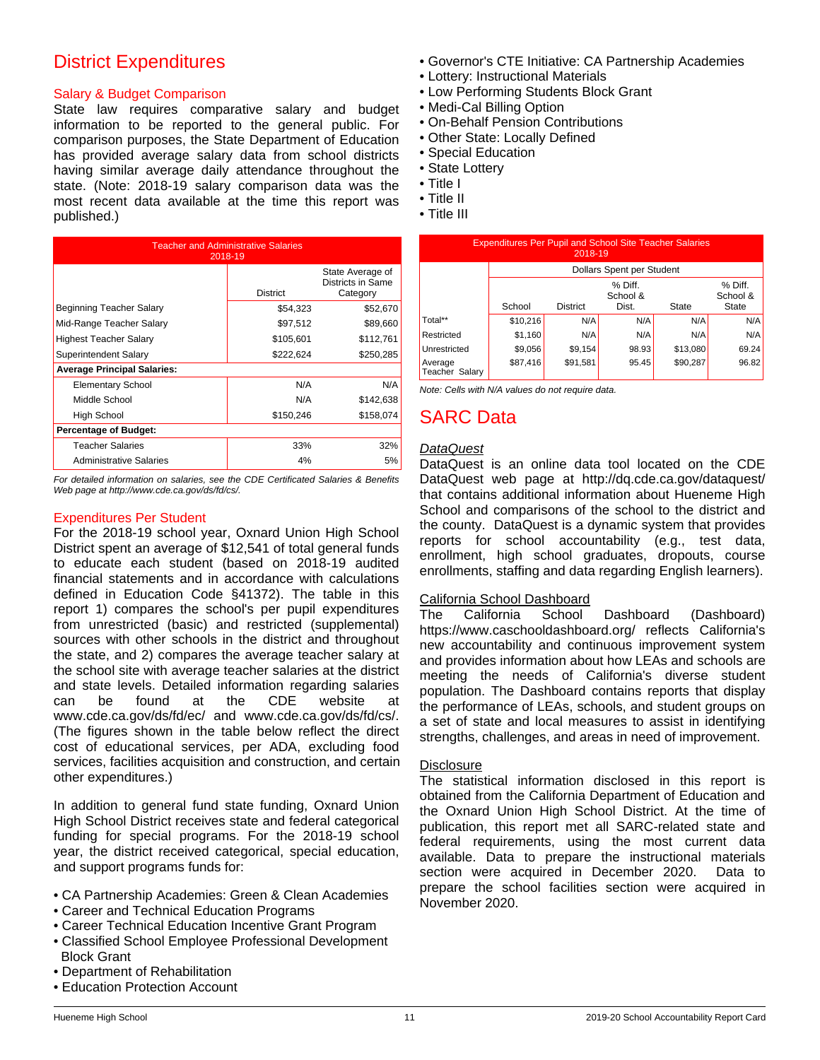# District Expenditures

## Salary & Budget Comparison

State law requires comparative salary and budget information to be reported to the general public. For comparison purposes, the State Department of Education has provided average salary data from school districts having similar average daily attendance throughout the state. (Note: 2018-19 salary comparison data was the most recent data available at the time this report was published.)

| Teacher and Administrative Salaries 2018-19 | | |
|---|---|---|
| | District | State Average of Districts in Same Category |
| Beginning Teacher Salary | $54,323 | $52,670 |
| Mid-Range Teacher Salary | $97,512 | $89,660 |
| Highest Teacher Salary | $105,601 | $112,761 |
| Superintendent Salary | $222,624 | $250,285 |
| **Average Principal Salaries:** | | |
| Elementary School | N/A | N/A |
| Middle School | N/A | $142,638 |
| High School | $150,246 | $158,074 |
| **Percentage of Budget:** | | |
| Teacher Salaries | 33% | 32% |
| Administrative Salaries | 4% | 5% |

*For detailed information on salaries, see the CDE Certificated Salaries & Benefits Web page at http://www.cde.ca.gov/ds/fd/cs/.*

## Expenditures Per Student

For the 2018-19 school year, Oxnard Union High School District spent an average of $12,541 of total general funds to educate each student (based on 2018-19 audited financial statements and in accordance with calculations defined in Education Code §41372). The table in this report 1) compares the school's per pupil expenditures from unrestricted (basic) and restricted (supplemental) sources with other schools in the district and throughout the state, and 2) compares the average teacher salary at the school site with average teacher salaries at the district and state levels. Detailed information regarding salaries can be found at the CDE website at www.cde.ca.gov/ds/fd/ec/ and www.cde.ca.gov/ds/fd/cs/. (The figures shown in the table below reflect the direct cost of educational services, per ADA, excluding food services, facilities acquisition and construction, and certain other expenditures.)

In addition to general fund state funding, Oxnard Union High School District receives state and federal categorical funding for special programs. For the 2018-19 school year, the district received categorical, special education, and support programs funds for:

- CA Partnership Academies: Green & Clean Academies
- Career and Technical Education Programs
- Career Technical Education Incentive Grant Program
- Classified School Employee Professional Development Block Grant
- Department of Rehabilitation
- Education Protection Account
- Governor's CTE Initiative: CA Partnership Academies
- Lottery: Instructional Materials
- Low Performing Students Block Grant
- Medi-Cal Billing Option
- On-Behalf Pension Contributions
- Other State: Locally Defined
- Special Education
- State Lottery
- Title I
- Title II
- Title III

| Expenditures Per Pupil and School Site Teacher Salaries 2018-19 | | | | | |
|---|---|---|---|---|---|
| | Dollars Spent per Student | | | | |
| | School | District | % Diff. School & Dist. | State | % Diff. School & State |
| Total** | $10,216 | N/A | N/A | N/A | N/A |
| Restricted | $1,160 | N/A | N/A | N/A | N/A |
| Unrestricted | $9,056 | $9,154 | 98.93 | $13,080 | 69.24 |
| Average Teacher Salary | $87,416 | $91,581 | 95.45 | $90,287 | 96.82 |

*Note: Cells with N/A values do not require data.*

# SARC Data

### *DataQuest*

DataQuest is an online data tool located on the CDE DataQuest web page at http://dq.cde.ca.gov/dataquest/ that contains additional information about Hueneme High School and comparisons of the school to the district and the county. DataQuest is a dynamic system that provides reports for school accountability (e.g., test data, enrollment, high school graduates, dropouts, course enrollments, staffing and data regarding English learners).

### California School Dashboard

The California School Dashboard (Dashboard) https://www.caschooldashboard.org/ reflects California's new accountability and continuous improvement system and provides information about how LEAs and schools are meeting the needs of California's diverse student population. The Dashboard contains reports that display the performance of LEAs, schools, and student groups on a set of state and local measures to assist in identifying strengths, challenges, and areas in need of improvement.

### Disclosure

The statistical information disclosed in this report is obtained from the California Department of Education and the Oxnard Union High School District. At the time of publication, this report met all SARC-related state and federal requirements, using the most current data available. Data to prepare the instructional materials section were acquired in December 2020. Data to prepare the school facilities section were acquired in November 2020.